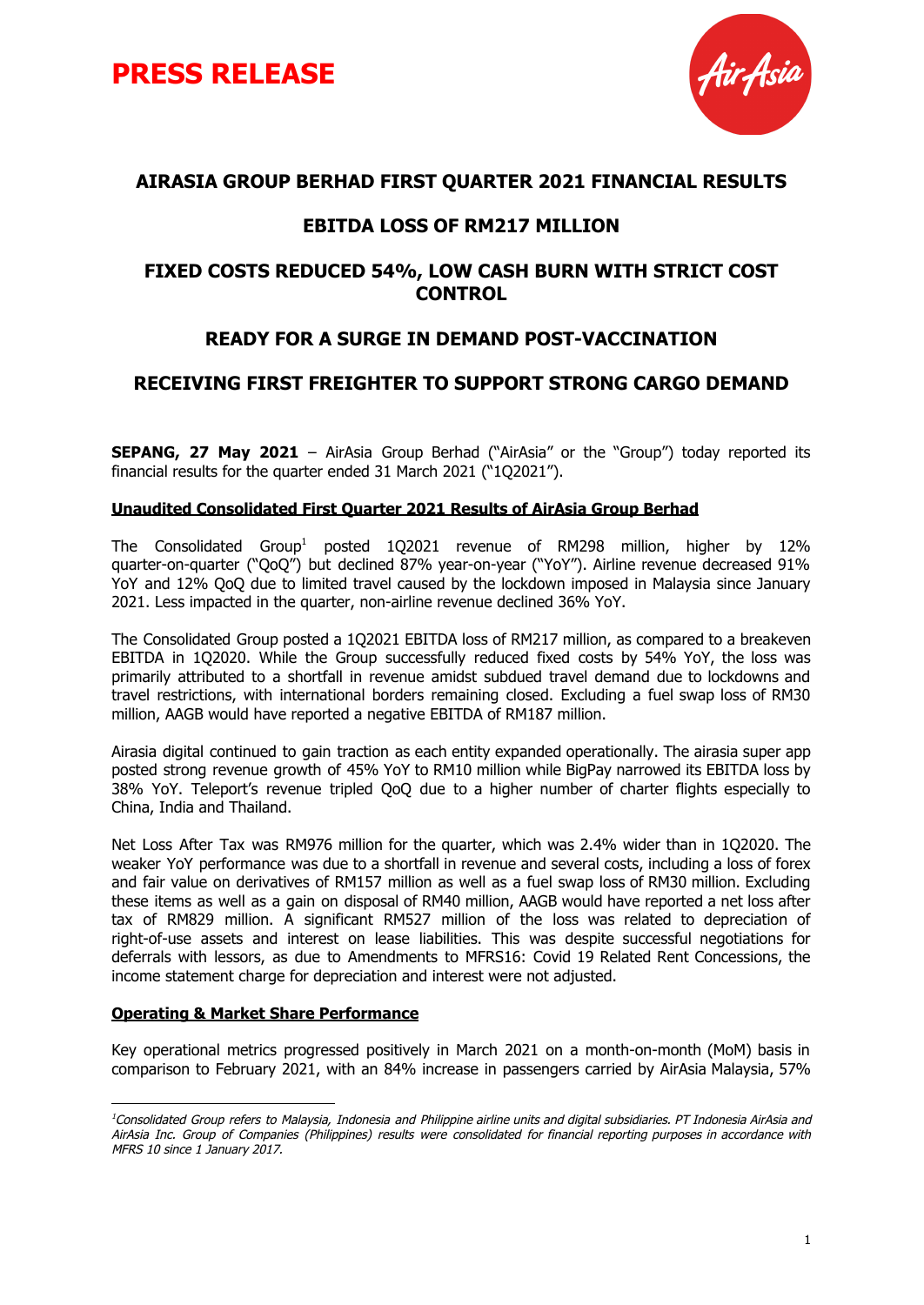# PRESS RELEASE

## AIRASIA GROUP BERHAD FIRST QUARTER 2021 FINANCIAL RESULTS

## EBITDA LOSS OF RM217 MILLION

## FIXED COSTS REDUCED 54%, LOW CASH BURN WITH STRICT COST CONTROL

## READY FOR A SURGE IN DEMAND POST-VACCINATION

## RECEIVING FIRST FREIGHTER TO SUPPORT STRONG CARGO DEMAND

**SEPANG, 27 May 2021** – AirAsia Group Berhad ("AirAsia" or the "Group") today reported its financial results for the quarter ended 31 March 2021 ("1Q2021").

**Unaudited Consolidated First Quarter 2021 Results of AirAsia Group Berhad**

The Consolidated Group[1] posted 1Q2021 revenue of RM298 million, higher by 12% quarter-on-quarter ("QoQ") but declined 87% year-on-year ("YoY"). Airline revenue decreased 91% YoY and 12% QoQ due to limited travel caused by the lockdown imposed in Malaysia since January 2021. Less impacted in the quarter, non-airline revenue declined 36% YoY.

The Consolidated Group posted a 1Q2021 EBITDA loss of RM217 million, as compared to a breakeven EBITDA in 1Q2020. While the Group successfully reduced fixed costs by 54% YoY, the loss was primarily attributed to a shortfall in revenue amidst subdued travel demand due to lockdowns and travel restrictions, with international borders remaining closed. Excluding a fuel swap loss of RM30 million, AAGB would have reported a negative EBITDA of RM187 million.

Airasia digital continued to gain traction as each entity expanded operationally. The airasia super app posted strong revenue growth of 45% YoY to RM10 million while BigPay narrowed its EBITDA loss by 38% YoY. Teleport's revenue tripled QoQ due to a higher number of charter flights especially to China, India and Thailand.

Net Loss After Tax was RM976 million for the quarter, which was 2.4% wider than in 1Q2020. The weaker YoY performance was due to a shortfall in revenue and several costs, including a loss of forex and fair value on derivatives of RM157 million as well as a fuel swap loss of RM30 million. Excluding these items as well as a gain on disposal of RM40 million, AAGB would have reported a net loss after tax of RM829 million. A significant RM527 million of the loss was related to depreciation of right-of-use assets and interest on lease liabilities. This was despite successful negotiations for deferrals with lessors, as due to Amendments to MFRS16: Covid 19 Related Rent Concessions, the income statement charge for depreciation and interest were not adjusted.

**Operating & Market Share Performance**

Key operational metrics progressed positively in March 2021 on a month-on-month (MoM) basis in comparison to February 2021, with an 84% increase in passengers carried by AirAsia Malaysia, 57%

---

*[1]Consolidated Group refers to Malaysia, Indonesia and Philippine airline units and digital subsidiaries. PT Indonesia AirAsia and AirAsia Inc. Group of Companies (Philippines) results were consolidated for financial reporting purposes in accordance with MFRS 10 since 1 January 2017.*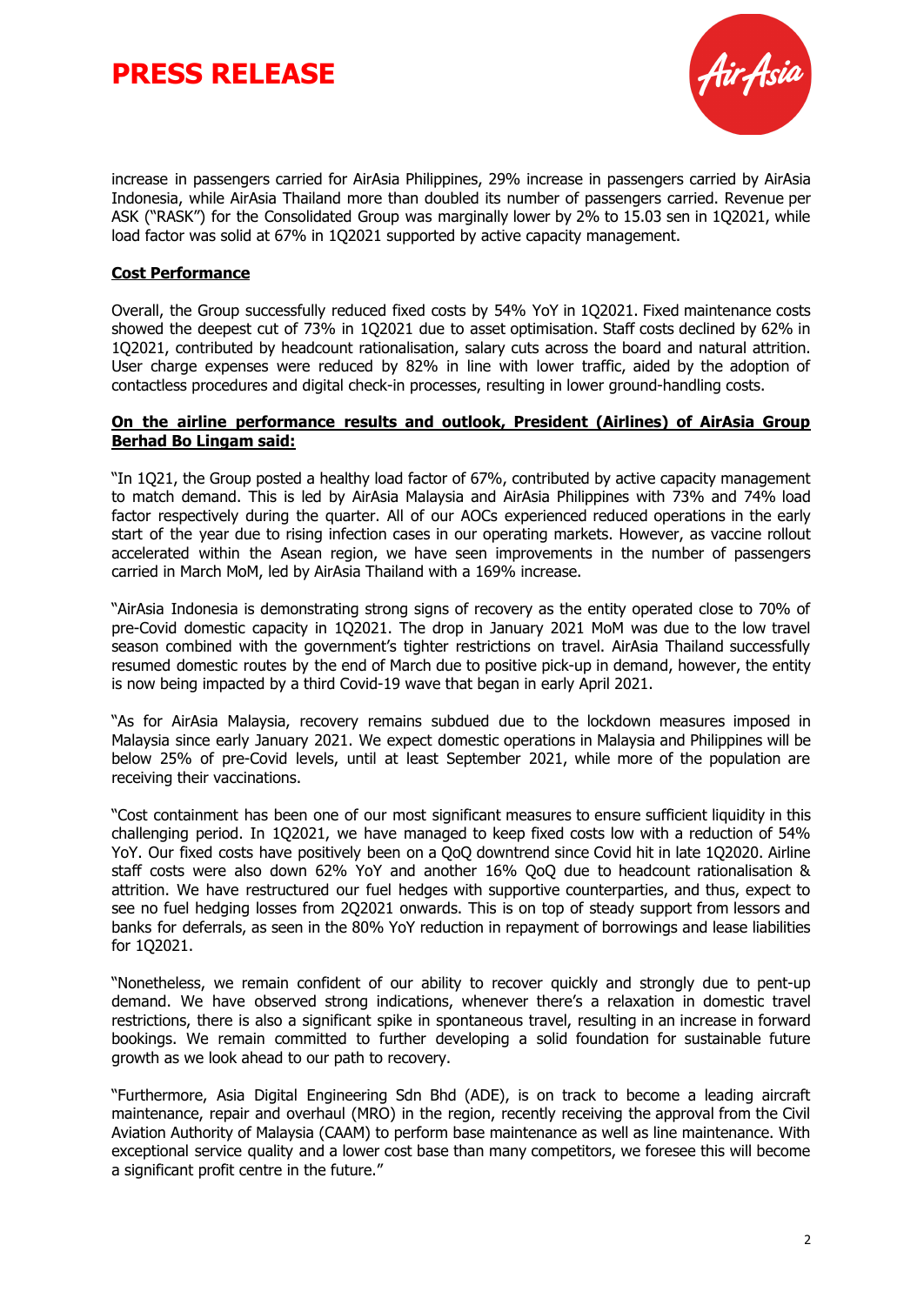increase in passengers carried for AirAsia Philippines, 29% increase in passengers carried by AirAsia Indonesia, while AirAsia Thailand more than doubled its number of passengers carried. Revenue per ASK ("RASK") for the Consolidated Group was marginally lower by 2% to 15.03 sen in 1Q2021, while load factor was solid at 67% in 1Q2021 supported by active capacity management.

**Cost Performance**

Overall, the Group successfully reduced fixed costs by 54% YoY in 1Q2021. Fixed maintenance costs showed the deepest cut of 73% in 1Q2021 due to asset optimisation. Staff costs declined by 62% in 1Q2021, contributed by headcount rationalisation, salary cuts across the board and natural attrition. User charge expenses were reduced by 82% in line with lower traffic, aided by the adoption of contactless procedures and digital check-in processes, resulting in lower ground-handling costs.

**On the airline performance results and outlook, President (Airlines) of AirAsia Group Berhad Bo Lingam said:**

"In 1Q21, the Group posted a healthy load factor of 67%, contributed by active capacity management to match demand. This is led by AirAsia Malaysia and AirAsia Philippines with 73% and 74% load factor respectively during the quarter. All of our AOCs experienced reduced operations in the early start of the year due to rising infection cases in our operating markets. However, as vaccine rollout accelerated within the Asean region, we have seen improvements in the number of passengers carried in March MoM, led by AirAsia Thailand with a 169% increase.

"AirAsia Indonesia is demonstrating strong signs of recovery as the entity operated close to 70% of pre-Covid domestic capacity in 1Q2021. The drop in January 2021 MoM was due to the low travel season combined with the government's tighter restrictions on travel. AirAsia Thailand successfully resumed domestic routes by the end of March due to positive pick-up in demand, however, the entity is now being impacted by a third Covid-19 wave that began in early April 2021.

"As for AirAsia Malaysia, recovery remains subdued due to the lockdown measures imposed in Malaysia since early January 2021. We expect domestic operations in Malaysia and Philippines will be below 25% of pre-Covid levels, until at least September 2021, while more of the population are receiving their vaccinations.

"Cost containment has been one of our most significant measures to ensure sufficient liquidity in this challenging period. In 1Q2021, we have managed to keep fixed costs low with a reduction of 54% YoY. Our fixed costs have positively been on a QoQ downtrend since Covid hit in late 1Q2020. Airline staff costs were also down 62% YoY and another 16% QoQ due to headcount rationalisation & attrition. We have restructured our fuel hedges with supportive counterparties, and thus, expect to see no fuel hedging losses from 2Q2021 onwards. This is on top of steady support from lessors and banks for deferrals, as seen in the 80% YoY reduction in repayment of borrowings and lease liabilities for 1Q2021.

"Nonetheless, we remain confident of our ability to recover quickly and strongly due to pent-up demand. We have observed strong indications, whenever there's a relaxation in domestic travel restrictions, there is also a significant spike in spontaneous travel, resulting in an increase in forward bookings. We remain committed to further developing a solid foundation for sustainable future growth as we look ahead to our path to recovery.

"Furthermore, Asia Digital Engineering Sdn Bhd (ADE), is on track to become a leading aircraft maintenance, repair and overhaul (MRO) in the region, recently receiving the approval from the Civil Aviation Authority of Malaysia (CAAM) to perform base maintenance as well as line maintenance. With exceptional service quality and a lower cost base than many competitors, we foresee this will become a significant profit centre in the future."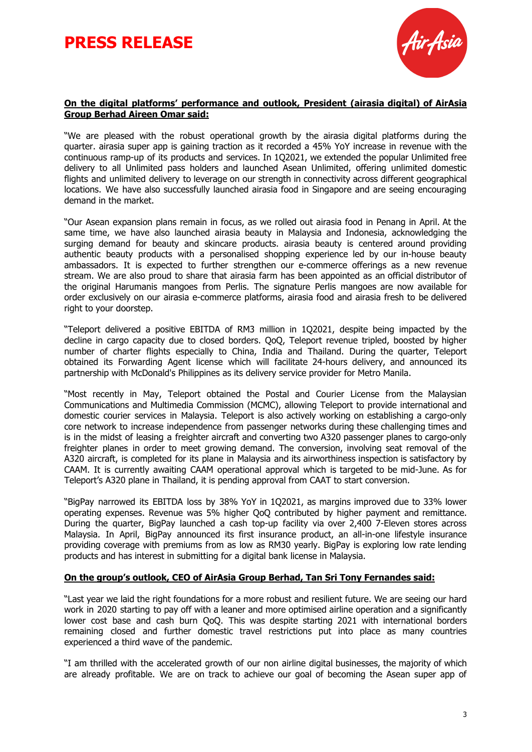**On the digital platforms' performance and outlook, President (airasia digital) of AirAsia Group Berhad Aireen Omar said:**

"We are pleased with the robust operational growth by the airasia digital platforms during the quarter. airasia super app is gaining traction as it recorded a 45% YoY increase in revenue with the continuous ramp-up of its products and services. In 1Q2021, we extended the popular Unlimited free delivery to all Unlimited pass holders and launched Asean Unlimited, offering unlimited domestic flights and unlimited delivery to leverage on our strength in connectivity across different geographical locations. We have also successfully launched airasia food in Singapore and are seeing encouraging demand in the market.

"Our Asean expansion plans remain in focus, as we rolled out airasia food in Penang in April. At the same time, we have also launched airasia beauty in Malaysia and Indonesia, acknowledging the surging demand for beauty and skincare products. airasia beauty is centered around providing authentic beauty products with a personalised shopping experience led by our in-house beauty ambassadors. It is expected to further strengthen our e-commerce offerings as a new revenue stream. We are also proud to share that airasia farm has been appointed as an official distributor of the original Harumanis mangoes from Perlis. The signature Perlis mangoes are now available for order exclusively on our airasia e-commerce platforms, airasia food and airasia fresh to be delivered right to your doorstep.

"Teleport delivered a positive EBITDA of RM3 million in 1Q2021, despite being impacted by the decline in cargo capacity due to closed borders. QoQ, Teleport revenue tripled, boosted by higher number of charter flights especially to China, India and Thailand. During the quarter, Teleport obtained its Forwarding Agent license which will facilitate 24-hours delivery, and announced its partnership with McDonald's Philippines as its delivery service provider for Metro Manila.

"Most recently in May, Teleport obtained the Postal and Courier License from the Malaysian Communications and Multimedia Commission (MCMC), allowing Teleport to provide international and domestic courier services in Malaysia. Teleport is also actively working on establishing a cargo-only core network to increase independence from passenger networks during these challenging times and is in the midst of leasing a freighter aircraft and converting two A320 passenger planes to cargo-only freighter planes in order to meet growing demand. The conversion, involving seat removal of the A320 aircraft, is completed for its plane in Malaysia and its airworthiness inspection is satisfactory by CAAM. It is currently awaiting CAAM operational approval which is targeted to be mid-June. As for Teleport's A320 plane in Thailand, it is pending approval from CAAT to start conversion.

"BigPay narrowed its EBITDA loss by 38% YoY in 1Q2021, as margins improved due to 33% lower operating expenses. Revenue was 5% higher QoQ contributed by higher payment and remittance. During the quarter, BigPay launched a cash top-up facility via over 2,400 7-Eleven stores across Malaysia. In April, BigPay announced its first insurance product, an all-in-one lifestyle insurance providing coverage with premiums from as low as RM30 yearly. BigPay is exploring low rate lending products and has interest in submitting for a digital bank license in Malaysia.

**On the group's outlook, CEO of AirAsia Group Berhad, Tan Sri Tony Fernandes said:**

"Last year we laid the right foundations for a more robust and resilient future. We are seeing our hard work in 2020 starting to pay off with a leaner and more optimised airline operation and a significantly lower cost base and cash burn QoQ. This was despite starting 2021 with international borders remaining closed and further domestic travel restrictions put into place as many countries experienced a third wave of the pandemic.

"I am thrilled with the accelerated growth of our non airline digital businesses, the majority of which are already profitable. We are on track to achieve our goal of becoming the Asean super app of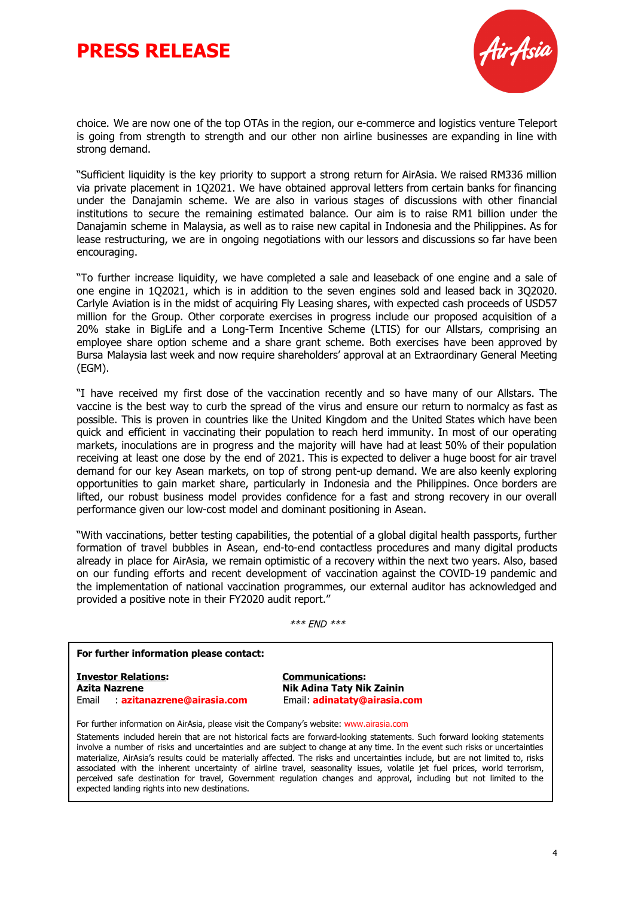choice. We are now one of the top OTAs in the region, our e-commerce and logistics venture Teleport is going from strength to strength and our other non airline businesses are expanding in line with strong demand.

"Sufficient liquidity is the key priority to support a strong return for AirAsia. We raised RM336 million via private placement in 1Q2021. We have obtained approval letters from certain banks for financing under the Danajamin scheme. We are also in various stages of discussions with other financial institutions to secure the remaining estimated balance. Our aim is to raise RM1 billion under the Danajamin scheme in Malaysia, as well as to raise new capital in Indonesia and the Philippines. As for lease restructuring, we are in ongoing negotiations with our lessors and discussions so far have been encouraging.

"To further increase liquidity, we have completed a sale and leaseback of one engine and a sale of one engine in 1Q2021, which is in addition to the seven engines sold and leased back in 3Q2020. Carlyle Aviation is in the midst of acquiring Fly Leasing shares, with expected cash proceeds of USD57 million for the Group. Other corporate exercises in progress include our proposed acquisition of a 20% stake in BigLife and a Long-Term Incentive Scheme (LTIS) for our Allstars, comprising an employee share option scheme and a share grant scheme. Both exercises have been approved by Bursa Malaysia last week and now require shareholders' approval at an Extraordinary General Meeting (EGM).

"I have received my first dose of the vaccination recently and so have many of our Allstars. The vaccine is the best way to curb the spread of the virus and ensure our return to normalcy as fast as possible. This is proven in countries like the United Kingdom and the United States which have been quick and efficient in vaccinating their population to reach herd immunity. In most of our operating markets, inoculations are in progress and the majority will have had at least 50% of their population receiving at least one dose by the end of 2021. This is expected to deliver a huge boost for air travel demand for our key Asean markets, on top of strong pent-up demand. We are also keenly exploring opportunities to gain market share, particularly in Indonesia and the Philippines. Once borders are lifted, our robust business model provides confidence for a fast and strong recovery in our overall performance given our low-cost model and dominant positioning in Asean.

"With vaccinations, better testing capabilities, the potential of a global digital health passports, further formation of travel bubbles in Asean, end-to-end contactless procedures and many digital products already in place for AirAsia, we remain optimistic of a recovery within the next two years. Also, based on our funding efforts and recent development of vaccination against the COVID-19 pandemic and the implementation of national vaccination programmes, our external auditor has acknowledged and provided a positive note in their FY2020 audit report."

*\*\*\* END \*\*\**

**For further information please contact:**

**Investor Relations:**
**Azita Nazrene**
Email : **azitanazrene@airasia.com**

**Communications:**
**Nik Adina Taty Nik Zainin**
Email: **adinataty@airasia.com**

For further information on AirAsia, please visit the Company's website: www.airasia.com

Statements included herein that are not historical facts are forward-looking statements. Such forward looking statements involve a number of risks and uncertainties and are subject to change at any time. In the event such risks or uncertainties materialize, AirAsia's results could be materially affected. The risks and uncertainties include, but are not limited to, risks associated with the inherent uncertainty of airline travel, seasonality issues, volatile jet fuel prices, world terrorism, perceived safe destination for travel, Government regulation changes and approval, including but not limited to the expected landing rights into new destinations.